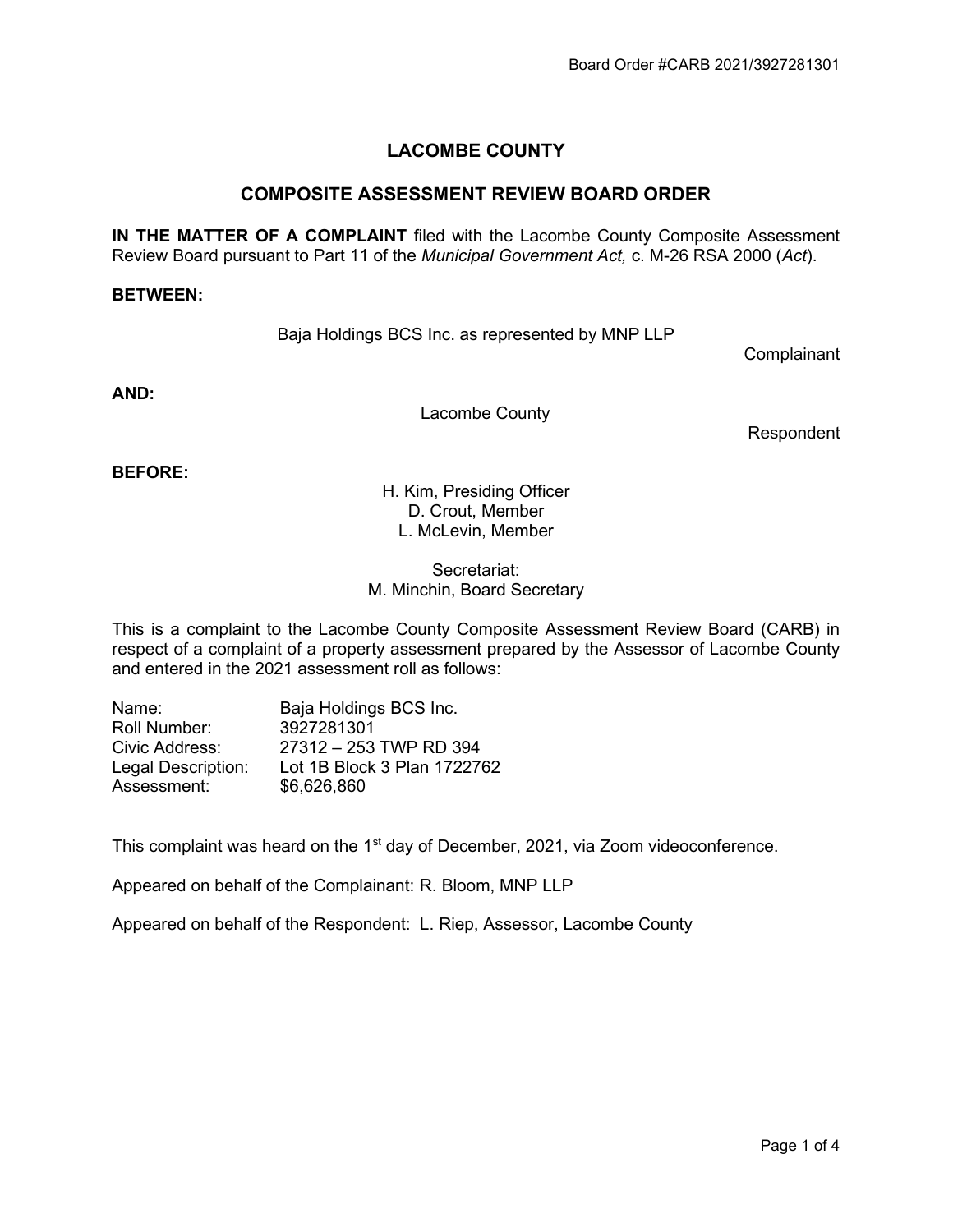Board Order #CARB 2021/3927281301

# LACOMBE COUNTY

## COMPOSITE ASSESSMENT REVIEW BOARD ORDER

**IN THE MATTER OF A COMPLAINT** filed with the Lacombe County Composite Assessment Review Board pursuant to Part 11 of the *Municipal Government Act,* c. M-26 RSA 2000 (*Act*).

**BETWEEN:**

Baja Holdings BCS Inc. as represented by MNP LLP

Complainant

**AND:**

Lacombe County

Respondent

**BEFORE:**

H. Kim, Presiding Officer
D. Crout, Member
L. McLevin, Member

Secretariat:
M. Minchin, Board Secretary

This is a complaint to the Lacombe County Composite Assessment Review Board (CARB) in respect of a complaint of a property assessment prepared by the Assessor of Lacombe County and entered in the 2021 assessment roll as follows:

| | |
|---|---|
| Name: | Baja Holdings BCS Inc. |
| Roll Number: | 3927281301 |
| Civic Address: | 27312 – 253 TWP RD 394 |
| Legal Description: | Lot 1B Block 3 Plan 1722762 |
| Assessment: | $6,626,860 |

This complaint was heard on the 1st day of December, 2021, via Zoom videoconference.

Appeared on behalf of the Complainant: R. Bloom, MNP LLP

Appeared on behalf of the Respondent: L. Riep, Assessor, Lacombe County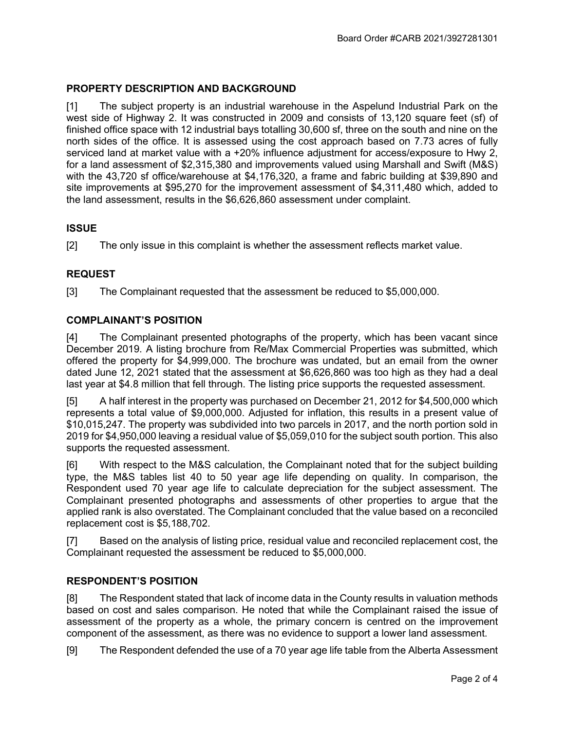## PROPERTY DESCRIPTION AND BACKGROUND

[1] The subject property is an industrial warehouse in the Aspelund Industrial Park on the west side of Highway 2. It was constructed in 2009 and consists of 13,120 square feet (sf) of finished office space with 12 industrial bays totalling 30,600 sf, three on the south and nine on the north sides of the office. It is assessed using the cost approach based on 7.73 acres of fully serviced land at market value with a +20% influence adjustment for access/exposure to Hwy 2, for a land assessment of $2,315,380 and improvements valued using Marshall and Swift (M&S) with the 43,720 sf office/warehouse at $4,176,320, a frame and fabric building at $39,890 and site improvements at $95,270 for the improvement assessment of $4,311,480 which, added to the land assessment, results in the $6,626,860 assessment under complaint.

## ISSUE

[2] The only issue in this complaint is whether the assessment reflects market value.

## REQUEST

[3] The Complainant requested that the assessment be reduced to $5,000,000.

## COMPLAINANT'S POSITION

[4] The Complainant presented photographs of the property, which has been vacant since December 2019. A listing brochure from Re/Max Commercial Properties was submitted, which offered the property for $4,999,000. The brochure was undated, but an email from the owner dated June 12, 2021 stated that the assessment at $6,626,860 was too high as they had a deal last year at $4.8 million that fell through. The listing price supports the requested assessment.

[5] A half interest in the property was purchased on December 21, 2012 for $4,500,000 which represents a total value of $9,000,000. Adjusted for inflation, this results in a present value of $10,015,247. The property was subdivided into two parcels in 2017, and the north portion sold in 2019 for $4,950,000 leaving a residual value of $5,059,010 for the subject south portion. This also supports the requested assessment.

[6] With respect to the M&S calculation, the Complainant noted that for the subject building type, the M&S tables list 40 to 50 year age life depending on quality. In comparison, the Respondent used 70 year age life to calculate depreciation for the subject assessment. The Complainant presented photographs and assessments of other properties to argue that the applied rank is also overstated. The Complainant concluded that the value based on a reconciled replacement cost is $5,188,702.

[7] Based on the analysis of listing price, residual value and reconciled replacement cost, the Complainant requested the assessment be reduced to $5,000,000.

## RESPONDENT'S POSITION

[8] The Respondent stated that lack of income data in the County results in valuation methods based on cost and sales comparison. He noted that while the Complainant raised the issue of assessment of the property as a whole, the primary concern is centred on the improvement component of the assessment, as there was no evidence to support a lower land assessment.

[9] The Respondent defended the use of a 70 year age life table from the Alberta Assessment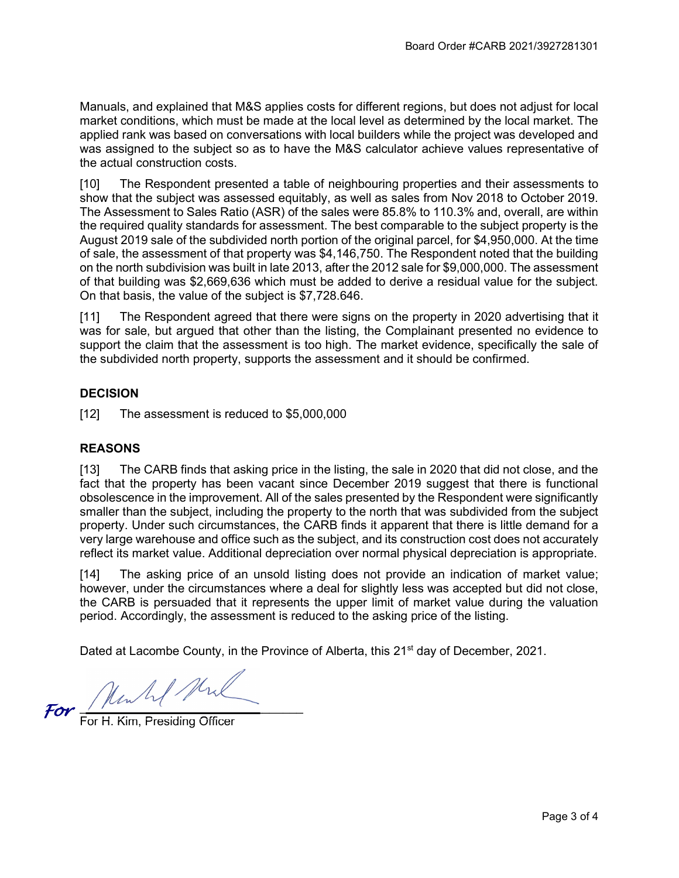Manuals, and explained that M&S applies costs for different regions, but does not adjust for local market conditions, which must be made at the local level as determined by the local market. The applied rank was based on conversations with local builders while the project was developed and was assigned to the subject so as to have the M&S calculator achieve values representative of the actual construction costs.

[10] The Respondent presented a table of neighbouring properties and their assessments to show that the subject was assessed equitably, as well as sales from Nov 2018 to October 2019. The Assessment to Sales Ratio (ASR) of the sales were 85.8% to 110.3% and, overall, are within the required quality standards for assessment. The best comparable to the subject property is the August 2019 sale of the subdivided north portion of the original parcel, for $4,950,000. At the time of sale, the assessment of that property was $4,146,750. The Respondent noted that the building on the north subdivision was built in late 2013, after the 2012 sale for $9,000,000. The assessment of that building was $2,669,636 which must be added to derive a residual value for the subject. On that basis, the value of the subject is $7,728.646.

[11] The Respondent agreed that there were signs on the property in 2020 advertising that it was for sale, but argued that other than the listing, the Complainant presented no evidence to support the claim that the assessment is too high. The market evidence, specifically the sale of the subdivided north property, supports the assessment and it should be confirmed.

## DECISION

[12] The assessment is reduced to $5,000,000

## REASONS

[13] The CARB finds that asking price in the listing, the sale in 2020 that did not close, and the fact that the property has been vacant since December 2019 suggest that there is functional obsolescence in the improvement. All of the sales presented by the Respondent were significantly smaller than the subject, including the property to the north that was subdivided from the subject property. Under such circumstances, the CARB finds it apparent that there is little demand for a very large warehouse and office such as the subject, and its construction cost does not accurately reflect its market value. Additional depreciation over normal physical depreciation is appropriate.

[14] The asking price of an unsold listing does not provide an indication of market value; however, under the circumstances where a deal for slightly less was accepted but did not close, the CARB is persuaded that it represents the upper limit of market value during the valuation period. Accordingly, the assessment is reduced to the asking price of the listing.

Dated at Lacombe County, in the Province of Alberta, this 21st day of December, 2021.

For ______________________
For H. Kim, Presiding Officer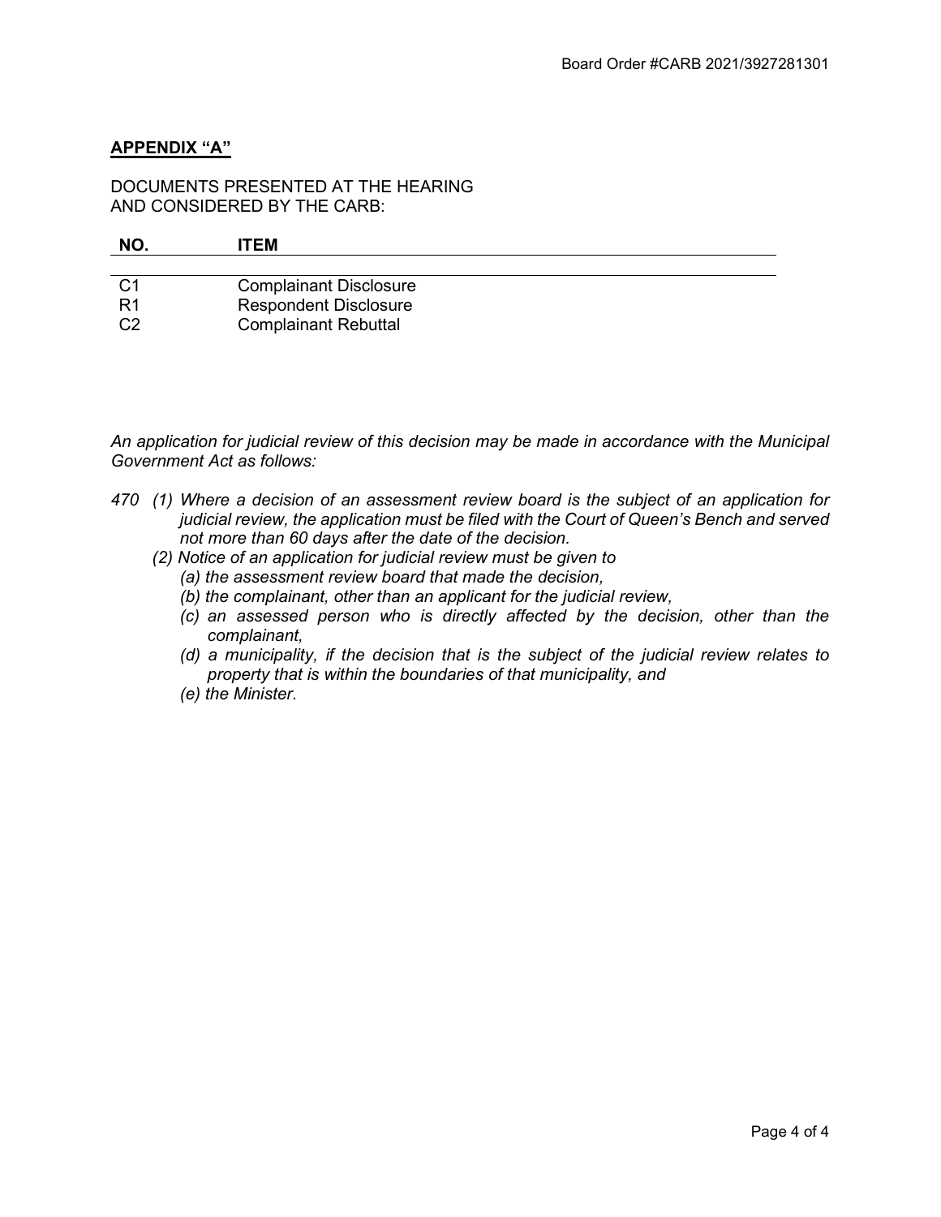## APPENDIX "A"

DOCUMENTS PRESENTED AT THE HEARING
AND CONSIDERED BY THE CARB:

| NO. | ITEM |
|---|---|
| C1 | Complainant Disclosure |
| R1 | Respondent Disclosure |
| C2 | Complainant Rebuttal |

*An application for judicial review of this decision may be made in accordance with the Municipal Government Act as follows:*

*470 (1) Where a decision of an assessment review board is the subject of an application for judicial review, the application must be filed with the Court of Queen's Bench and served not more than 60 days after the date of the decision.*

*(2) Notice of an application for judicial review must be given to*

*(a) the assessment review board that made the decision,*

*(b) the complainant, other than an applicant for the judicial review,*

*(c) an assessed person who is directly affected by the decision, other than the complainant,*

*(d) a municipality, if the decision that is the subject of the judicial review relates to property that is within the boundaries of that municipality, and*

*(e) the Minister.*